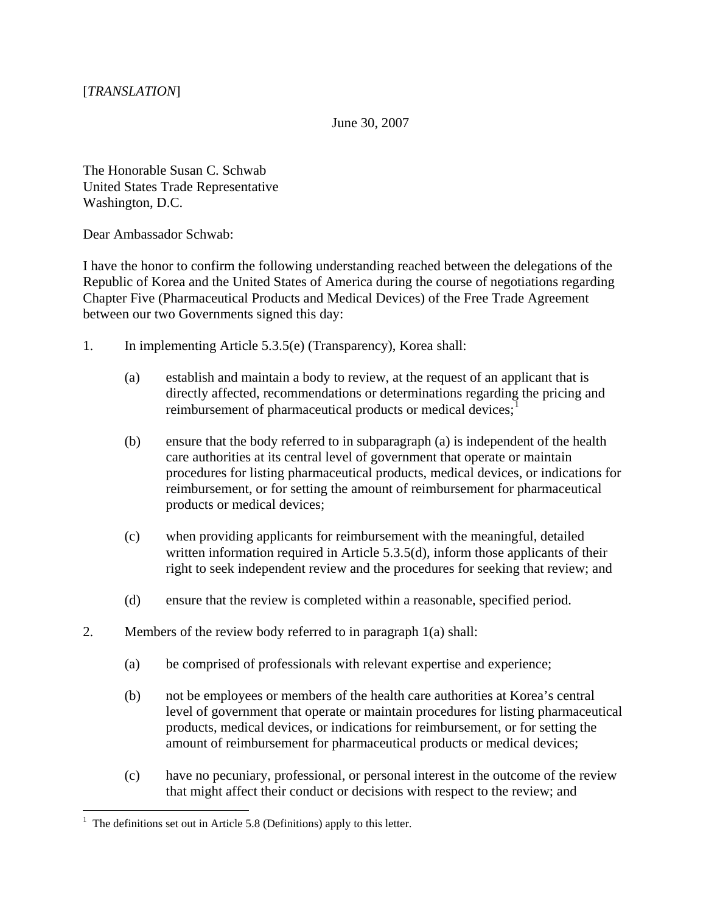[*TRANSLATION*]

June 30, 2007

The Honorable Susan C. Schwab
United States Trade Representative
Washington, D.C.

Dear Ambassador Schwab:

I have the honor to confirm the following understanding reached between the delegations of the Republic of Korea and the United States of America during the course of negotiations regarding Chapter Five (Pharmaceutical Products and Medical Devices) of the Free Trade Agreement between our two Governments signed this day:

1. In implementing Article 5.3.5(e) (Transparency), Korea shall:

   (a) establish and maintain a body to review, at the request of an applicant that is directly affected, recommendations or determinations regarding the pricing and reimbursement of pharmaceutical products or medical devices;[1]

   (b) ensure that the body referred to in subparagraph (a) is independent of the health care authorities at its central level of government that operate or maintain procedures for listing pharmaceutical products, medical devices, or indications for reimbursement, or for setting the amount of reimbursement for pharmaceutical products or medical devices;

   (c) when providing applicants for reimbursement with the meaningful, detailed written information required in Article 5.3.5(d), inform those applicants of their right to seek independent review and the procedures for seeking that review; and

   (d) ensure that the review is completed within a reasonable, specified period.

2. Members of the review body referred to in paragraph 1(a) shall:

   (a) be comprised of professionals with relevant expertise and experience;

   (b) not be employees or members of the health care authorities at Korea's central level of government that operate or maintain procedures for listing pharmaceutical products, medical devices, or indications for reimbursement, or for setting the amount of reimbursement for pharmaceutical products or medical devices;

   (c) have no pecuniary, professional, or personal interest in the outcome of the review that might affect their conduct or decisions with respect to the review; and

---

[1] The definitions set out in Article 5.8 (Definitions) apply to this letter.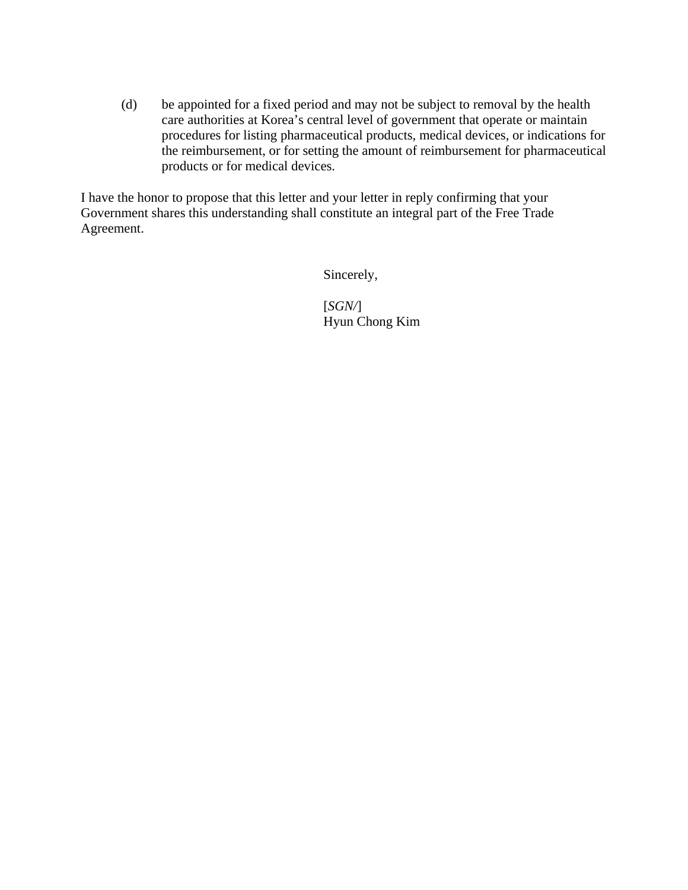(d) be appointed for a fixed period and may not be subject to removal by the health care authorities at Korea's central level of government that operate or maintain procedures for listing pharmaceutical products, medical devices, or indications for the reimbursement, or for setting the amount of reimbursement for pharmaceutical products or for medical devices.

I have the honor to propose that this letter and your letter in reply confirming that your Government shares this understanding shall constitute an integral part of the Free Trade Agreement.

Sincerely,

[*SGN/*]
Hyun Chong Kim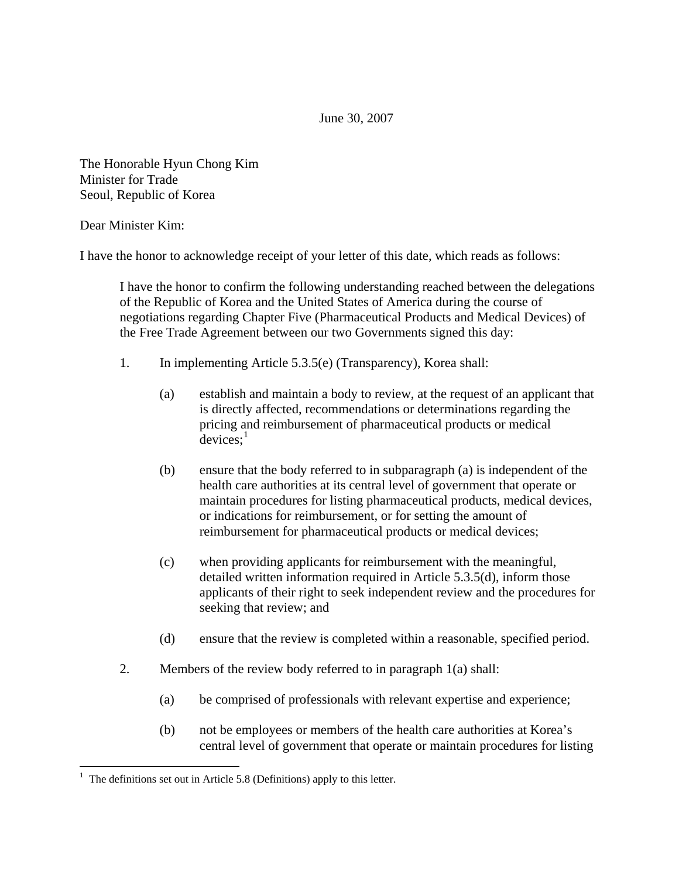June 30, 2007

The Honorable Hyun Chong Kim
Minister for Trade
Seoul, Republic of Korea

Dear Minister Kim:

I have the honor to acknowledge receipt of your letter of this date, which reads as follows:

> I have the honor to confirm the following understanding reached between the delegations of the Republic of Korea and the United States of America during the course of negotiations regarding Chapter Five (Pharmaceutical Products and Medical Devices) of the Free Trade Agreement between our two Governments signed this day:
>
> 1. In implementing Article 5.3.5(e) (Transparency), Korea shall:
>
>     (a) establish and maintain a body to review, at the request of an applicant that is directly affected, recommendations or determinations regarding the pricing and reimbursement of pharmaceutical products or medical devices;[1]
>
>     (b) ensure that the body referred to in subparagraph (a) is independent of the health care authorities at its central level of government that operate or maintain procedures for listing pharmaceutical products, medical devices, or indications for reimbursement, or for setting the amount of reimbursement for pharmaceutical products or medical devices;
>
>     (c) when providing applicants for reimbursement with the meaningful, detailed written information required in Article 5.3.5(d), inform those applicants of their right to seek independent review and the procedures for seeking that review; and
>
>     (d) ensure that the review is completed within a reasonable, specified period.
>
> 2. Members of the review body referred to in paragraph 1(a) shall:
>
>     (a) be comprised of professionals with relevant expertise and experience;
>
>     (b) not be employees or members of the health care authorities at Korea's central level of government that operate or maintain procedures for listing

[1] The definitions set out in Article 5.8 (Definitions) apply to this letter.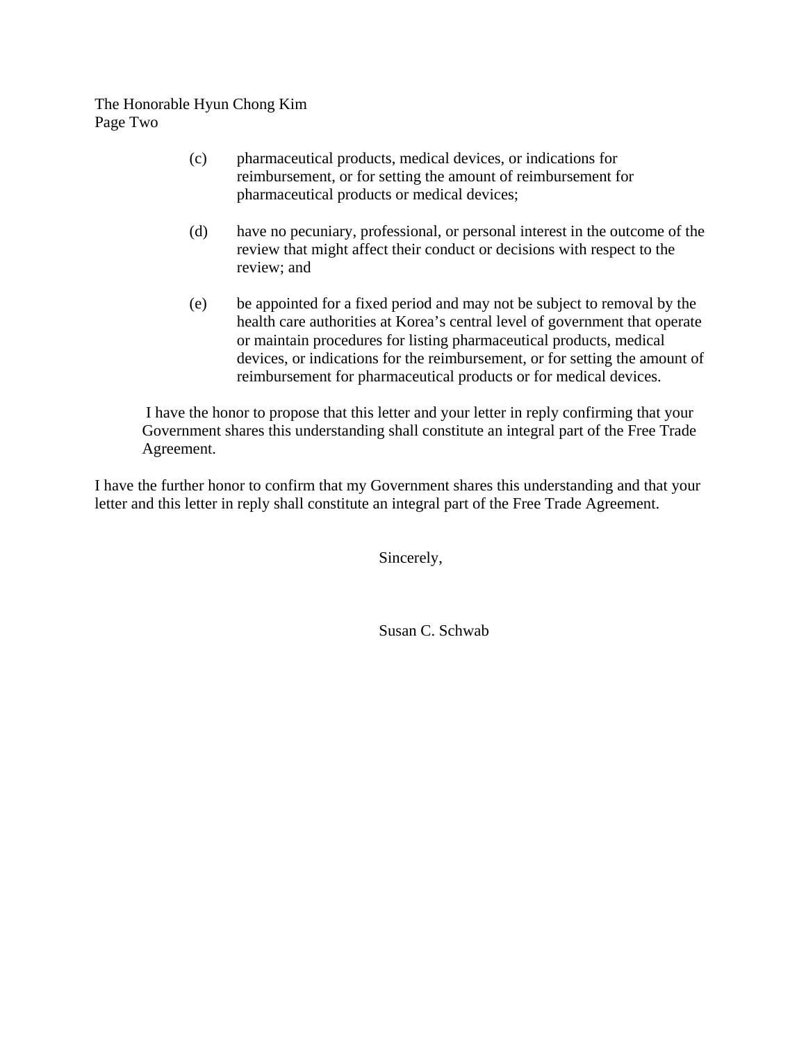The Honorable Hyun Chong Kim
Page Two

(c) pharmaceutical products, medical devices, or indications for reimbursement, or for setting the amount of reimbursement for pharmaceutical products or medical devices;

(d) have no pecuniary, professional, or personal interest in the outcome of the review that might affect their conduct or decisions with respect to the review; and

(e) be appointed for a fixed period and may not be subject to removal by the health care authorities at Korea's central level of government that operate or maintain procedures for listing pharmaceutical products, medical devices, or indications for the reimbursement, or for setting the amount of reimbursement for pharmaceutical products or for medical devices.

I have the honor to propose that this letter and your letter in reply confirming that your Government shares this understanding shall constitute an integral part of the Free Trade Agreement.

I have the further honor to confirm that my Government shares this understanding and that your letter and this letter in reply shall constitute an integral part of the Free Trade Agreement.

Sincerely,

Susan C. Schwab